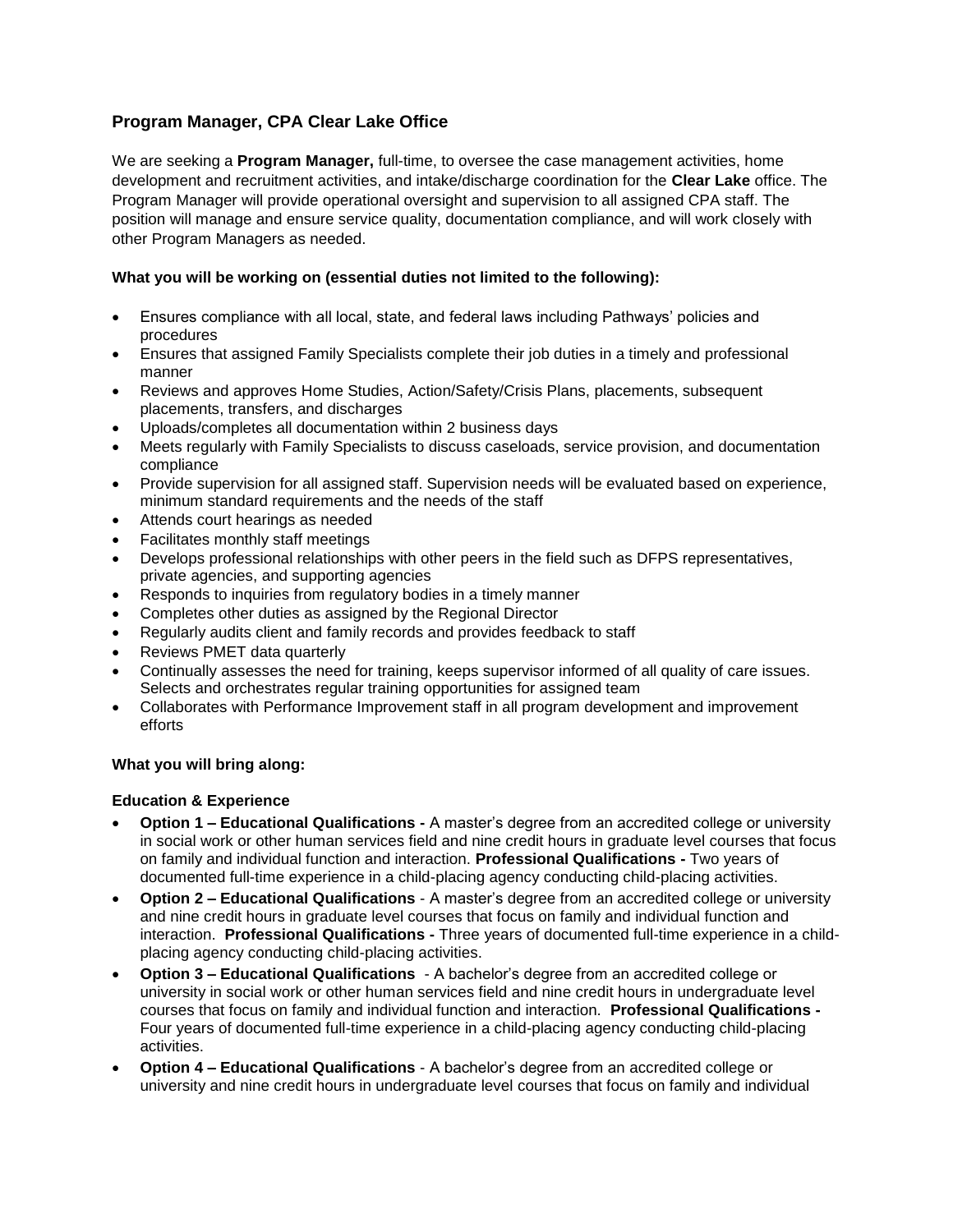## Program Manager, CPA Clear Lake Office

We are seeking a **Program Manager,** full-time, to oversee the case management activities, home development and recruitment activities, and intake/discharge coordination for the **Clear Lake** office. The Program Manager will provide operational oversight and supervision to all assigned CPA staff. The position will manage and ensure service quality, documentation compliance, and will work closely with other Program Managers as needed.

**What you will be working on (essential duties not limited to the following):**

- Ensures compliance with all local, state, and federal laws including Pathways' policies and procedures
- Ensures that assigned Family Specialists complete their job duties in a timely and professional manner
- Reviews and approves Home Studies, Action/Safety/Crisis Plans, placements, subsequent placements, transfers, and discharges
- Uploads/completes all documentation within 2 business days
- Meets regularly with Family Specialists to discuss caseloads, service provision, and documentation compliance
- Provide supervision for all assigned staff. Supervision needs will be evaluated based on experience, minimum standard requirements and the needs of the staff
- Attends court hearings as needed
- Facilitates monthly staff meetings
- Develops professional relationships with other peers in the field such as DFPS representatives, private agencies, and supporting agencies
- Responds to inquiries from regulatory bodies in a timely manner
- Completes other duties as assigned by the Regional Director
- Regularly audits client and family records and provides feedback to staff
- Reviews PMET data quarterly
- Continually assesses the need for training, keeps supervisor informed of all quality of care issues. Selects and orchestrates regular training opportunities for assigned team
- Collaborates with Performance Improvement staff in all program development and improvement efforts

**What you will bring along:**

**Education & Experience**

- **Option 1 – Educational Qualifications -** A master's degree from an accredited college or university in social work or other human services field and nine credit hours in graduate level courses that focus on family and individual function and interaction. **Professional Qualifications -** Two years of documented full-time experience in a child-placing agency conducting child-placing activities.
- **Option 2 – Educational Qualifications** - A master's degree from an accredited college or university and nine credit hours in graduate level courses that focus on family and individual function and interaction. **Professional Qualifications -** Three years of documented full-time experience in a child-placing agency conducting child-placing activities.
- **Option 3 – Educational Qualifications** - A bachelor's degree from an accredited college or university in social work or other human services field and nine credit hours in undergraduate level courses that focus on family and individual function and interaction. **Professional Qualifications -** Four years of documented full-time experience in a child-placing agency conducting child-placing activities.
- **Option 4 – Educational Qualifications** - A bachelor's degree from an accredited college or university and nine credit hours in undergraduate level courses that focus on family and individual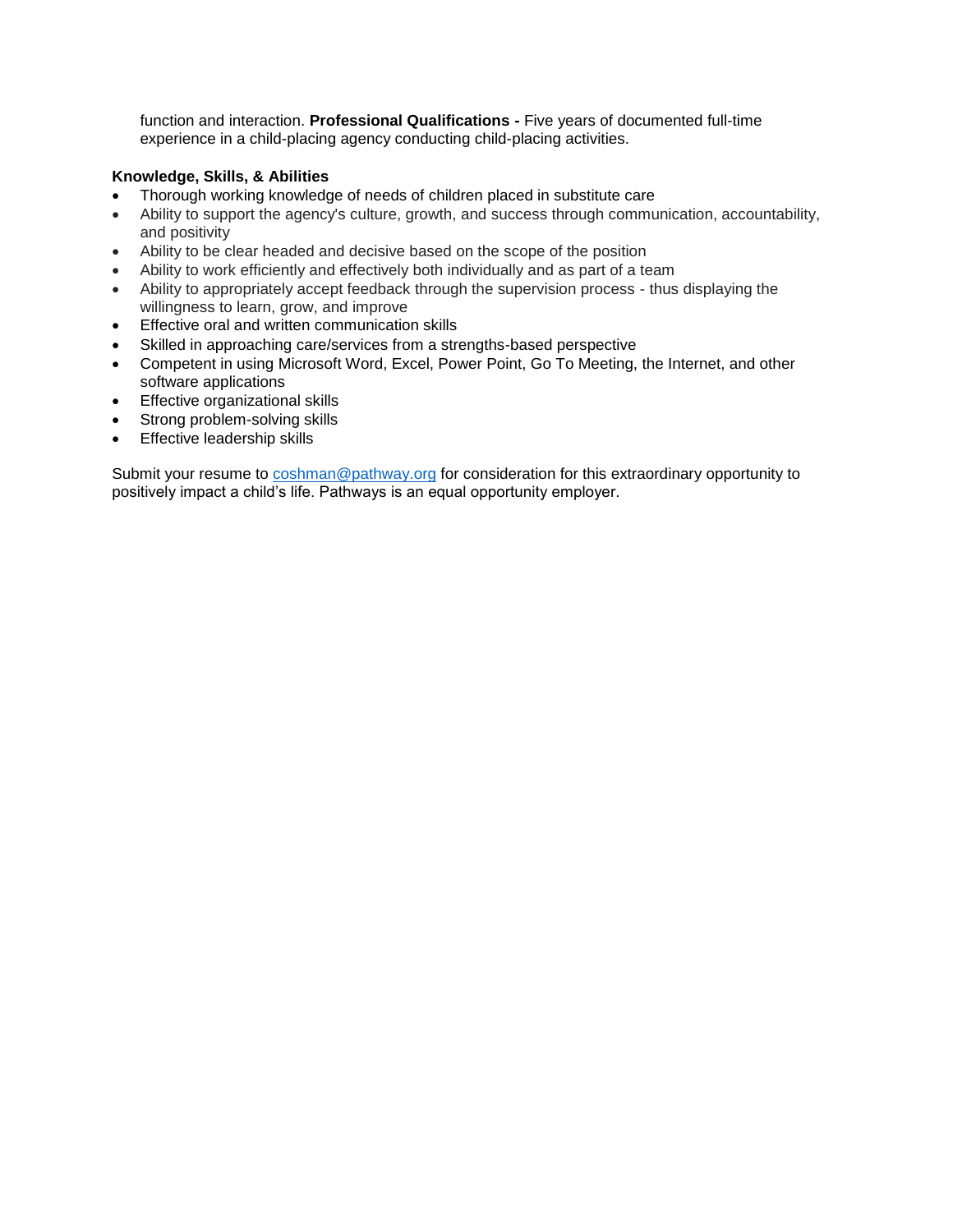function and interaction. **Professional Qualifications -** Five years of documented full-time experience in a child-placing agency conducting child-placing activities.

**Knowledge, Skills, & Abilities**

- Thorough working knowledge of needs of children placed in substitute care
- Ability to support the agency's culture, growth, and success through communication, accountability, and positivity
- Ability to be clear headed and decisive based on the scope of the position
- Ability to work efficiently and effectively both individually and as part of a team
- Ability to appropriately accept feedback through the supervision process - thus displaying the willingness to learn, grow, and improve
- Effective oral and written communication skills
- Skilled in approaching care/services from a strengths-based perspective
- Competent in using Microsoft Word, Excel, Power Point, Go To Meeting, the Internet, and other software applications
- Effective organizational skills
- Strong problem-solving skills
- Effective leadership skills

Submit your resume to coshman@pathway.org for consideration for this extraordinary opportunity to positively impact a child's life. Pathways is an equal opportunity employer.